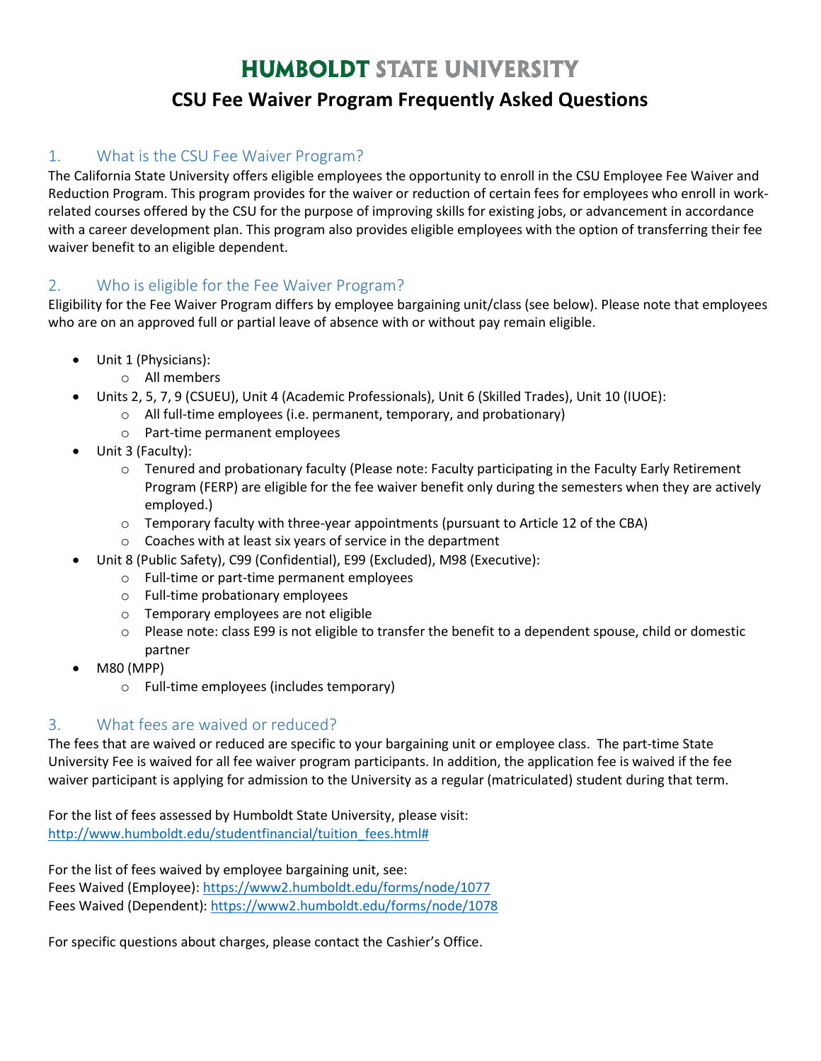# HUMBOLDT STATE UNIVERSITY

## CSU Fee Waiver Program Frequently Asked Questions

### 1. What is the CSU Fee Waiver Program?

The California State University offers eligible employees the opportunity to enroll in the CSU Employee Fee Waiver and Reduction Program. This program provides for the waiver or reduction of certain fees for employees who enroll in work-related courses offered by the CSU for the purpose of improving skills for existing jobs, or advancement in accordance with a career development plan. This program also provides eligible employees with the option of transferring their fee waiver benefit to an eligible dependent.

### 2. Who is eligible for the Fee Waiver Program?

Eligibility for the Fee Waiver Program differs by employee bargaining unit/class (see below). Please note that employees who are on an approved full or partial leave of absence with or without pay remain eligible.

- Unit 1 (Physicians):
  - All members
- Units 2, 5, 7, 9 (CSUEU), Unit 4 (Academic Professionals), Unit 6 (Skilled Trades), Unit 10 (IUOE):
  - All full-time employees (i.e. permanent, temporary, and probationary)
  - Part-time permanent employees
- Unit 3 (Faculty):
  - Tenured and probationary faculty (Please note: Faculty participating in the Faculty Early Retirement Program (FERP) are eligible for the fee waiver benefit only during the semesters when they are actively employed.)
  - Temporary faculty with three-year appointments (pursuant to Article 12 of the CBA)
  - Coaches with at least six years of service in the department
- Unit 8 (Public Safety), C99 (Confidential), E99 (Excluded), M98 (Executive):
  - Full-time or part-time permanent employees
  - Full-time probationary employees
  - Temporary employees are not eligible
  - Please note: class E99 is not eligible to transfer the benefit to a dependent spouse, child or domestic partner
- M80 (MPP)
  - Full-time employees (includes temporary)

### 3. What fees are waived or reduced?

The fees that are waived or reduced are specific to your bargaining unit or employee class. The part-time State University Fee is waived for all fee waiver program participants. In addition, the application fee is waived if the fee waiver participant is applying for admission to the University as a regular (matriculated) student during that term.

For the list of fees assessed by Humboldt State University, please visit:
http://www.humboldt.edu/studentfinancial/tuition_fees.html#

For the list of fees waived by employee bargaining unit, see:
Fees Waived (Employee): https://www2.humboldt.edu/forms/node/1077
Fees Waived (Dependent): https://www2.humboldt.edu/forms/node/1078

For specific questions about charges, please contact the Cashier's Office.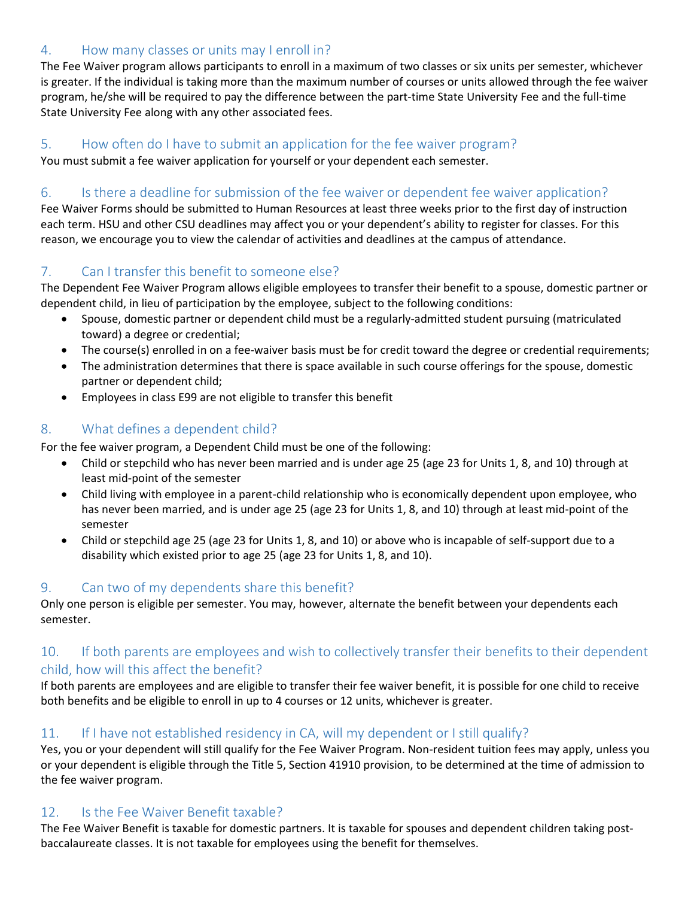## 4. How many classes or units may I enroll in?

The Fee Waiver program allows participants to enroll in a maximum of two classes or six units per semester, whichever is greater. If the individual is taking more than the maximum number of courses or units allowed through the fee waiver program, he/she will be required to pay the difference between the part-time State University Fee and the full-time State University Fee along with any other associated fees.

## 5. How often do I have to submit an application for the fee waiver program?

You must submit a fee waiver application for yourself or your dependent each semester.

## 6. Is there a deadline for submission of the fee waiver or dependent fee waiver application?

Fee Waiver Forms should be submitted to Human Resources at least three weeks prior to the first day of instruction each term. HSU and other CSU deadlines may affect you or your dependent's ability to register for classes. For this reason, we encourage you to view the calendar of activities and deadlines at the campus of attendance.

## 7. Can I transfer this benefit to someone else?

The Dependent Fee Waiver Program allows eligible employees to transfer their benefit to a spouse, domestic partner or dependent child, in lieu of participation by the employee, subject to the following conditions:

- Spouse, domestic partner or dependent child must be a regularly-admitted student pursuing (matriculated toward) a degree or credential;
- The course(s) enrolled in on a fee-waiver basis must be for credit toward the degree or credential requirements;
- The administration determines that there is space available in such course offerings for the spouse, domestic partner or dependent child;
- Employees in class E99 are not eligible to transfer this benefit

## 8. What defines a dependent child?

For the fee waiver program, a Dependent Child must be one of the following:

- Child or stepchild who has never been married and is under age 25 (age 23 for Units 1, 8, and 10) through at least mid-point of the semester
- Child living with employee in a parent-child relationship who is economically dependent upon employee, who has never been married, and is under age 25 (age 23 for Units 1, 8, and 10) through at least mid-point of the semester
- Child or stepchild age 25 (age 23 for Units 1, 8, and 10) or above who is incapable of self-support due to a disability which existed prior to age 25 (age 23 for Units 1, 8, and 10).

## 9. Can two of my dependents share this benefit?

Only one person is eligible per semester. You may, however, alternate the benefit between your dependents each semester.

## 10. If both parents are employees and wish to collectively transfer their benefits to their dependent child, how will this affect the benefit?

If both parents are employees and are eligible to transfer their fee waiver benefit, it is possible for one child to receive both benefits and be eligible to enroll in up to 4 courses or 12 units, whichever is greater.

## 11. If I have not established residency in CA, will my dependent or I still qualify?

Yes, you or your dependent will still qualify for the Fee Waiver Program. Non-resident tuition fees may apply, unless you or your dependent is eligible through the Title 5, Section 41910 provision, to be determined at the time of admission to the fee waiver program.

## 12. Is the Fee Waiver Benefit taxable?

The Fee Waiver Benefit is taxable for domestic partners. It is taxable for spouses and dependent children taking post-baccalaureate classes. It is not taxable for employees using the benefit for themselves.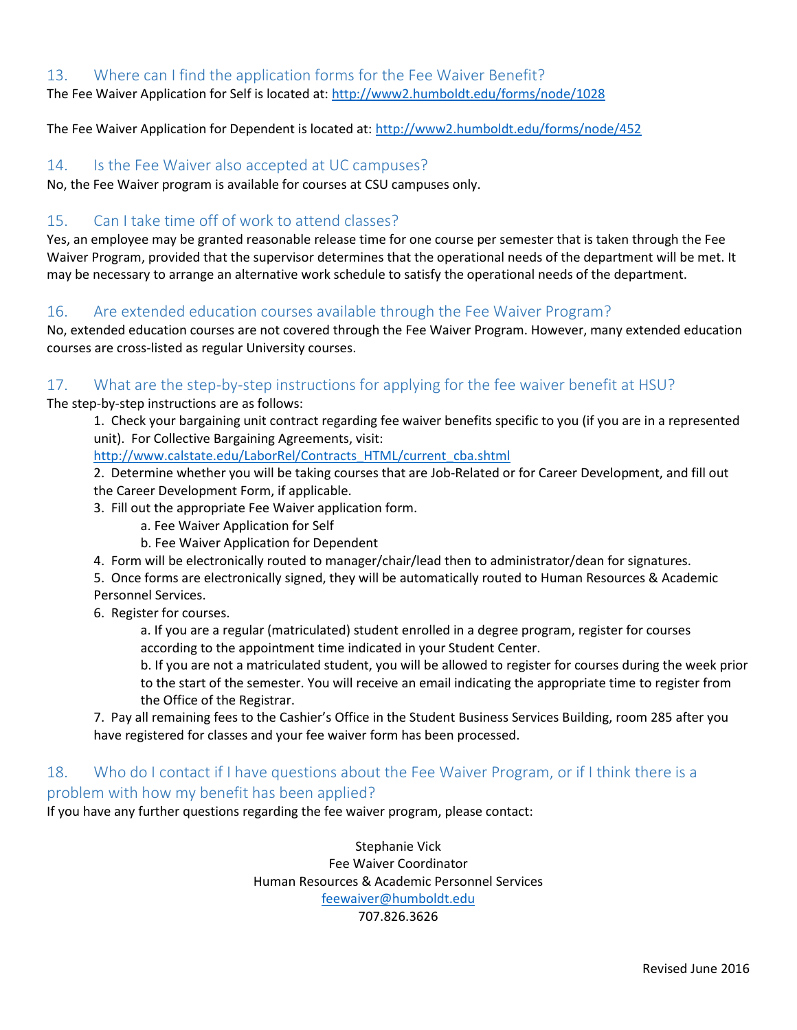## 13. Where can I find the application forms for the Fee Waiver Benefit?

The Fee Waiver Application for Self is located at: http://www2.humboldt.edu/forms/node/1028

The Fee Waiver Application for Dependent is located at: http://www2.humboldt.edu/forms/node/452

## 14. Is the Fee Waiver also accepted at UC campuses?

No, the Fee Waiver program is available for courses at CSU campuses only.

## 15. Can I take time off of work to attend classes?

Yes, an employee may be granted reasonable release time for one course per semester that is taken through the Fee Waiver Program, provided that the supervisor determines that the operational needs of the department will be met. It may be necessary to arrange an alternative work schedule to satisfy the operational needs of the department.

## 16. Are extended education courses available through the Fee Waiver Program?

No, extended education courses are not covered through the Fee Waiver Program. However, many extended education courses are cross-listed as regular University courses.

## 17. What are the step-by-step instructions for applying for the fee waiver benefit at HSU?

The step-by-step instructions are as follows:

1. Check your bargaining unit contract regarding fee waiver benefits specific to you (if you are in a represented unit). For Collective Bargaining Agreements, visit: http://www.calstate.edu/LaborRel/Contracts_HTML/current_cba.shtml
2. Determine whether you will be taking courses that are Job-Related or for Career Development, and fill out the Career Development Form, if applicable.
3. Fill out the appropriate Fee Waiver application form.
    a. Fee Waiver Application for Self
    b. Fee Waiver Application for Dependent
4. Form will be electronically routed to manager/chair/lead then to administrator/dean for signatures.
5. Once forms are electronically signed, they will be automatically routed to Human Resources & Academic Personnel Services.
6. Register for courses.
    a. If you are a regular (matriculated) student enrolled in a degree program, register for courses according to the appointment time indicated in your Student Center.
    b. If you are not a matriculated student, you will be allowed to register for courses during the week prior to the start of the semester. You will receive an email indicating the appropriate time to register from the Office of the Registrar.
7. Pay all remaining fees to the Cashier's Office in the Student Business Services Building, room 285 after you have registered for classes and your fee waiver form has been processed.

## 18. Who do I contact if I have questions about the Fee Waiver Program, or if I think there is a problem with how my benefit has been applied?

If you have any further questions regarding the fee waiver program, please contact:

Stephanie Vick
Fee Waiver Coordinator
Human Resources & Academic Personnel Services
feewaiver@humboldt.edu
707.826.3626

Revised June 2016